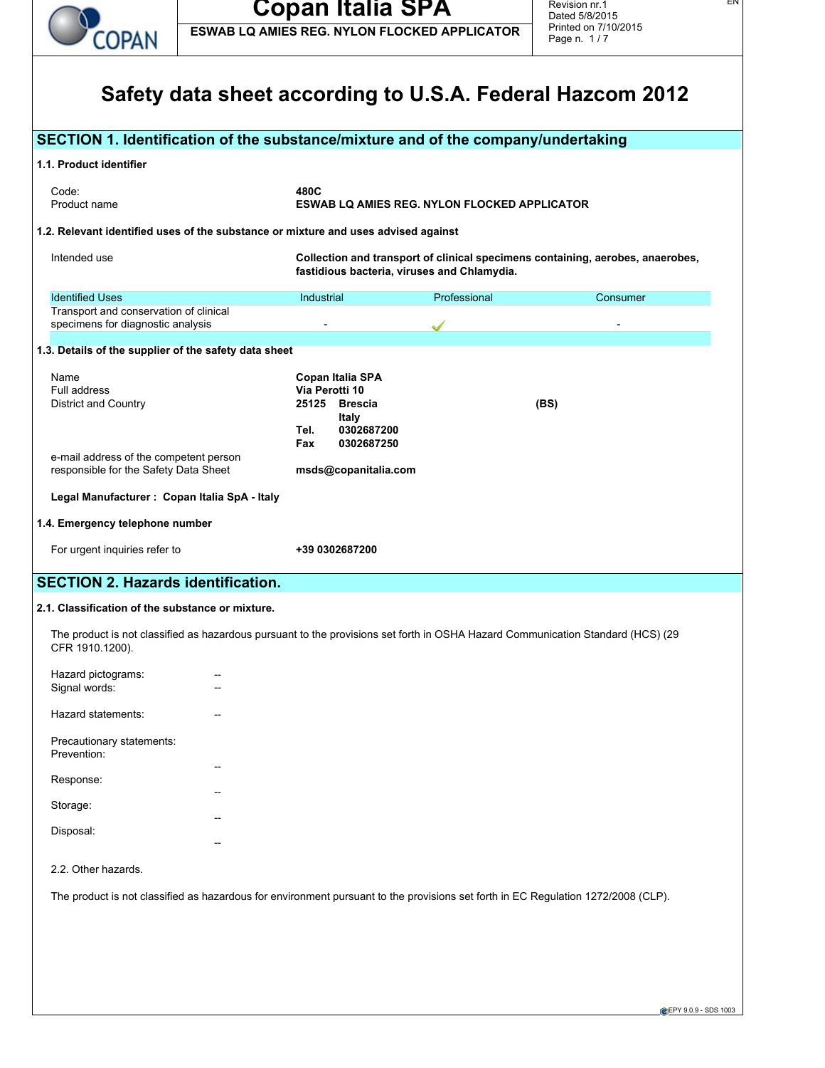# Safety data sheet according to U.S.A. Federal Hazcom 2012

## SECTION 1. Identification of the substance/mixture and of the company/undertaking

### 1.1. Product identifier

| | |
|---|---|
| Code: | **480C** |
| Product name | **ESWAB LQ AMIES REG. NYLON FLOCKED APPLICATOR** |

### 1.2. Relevant identified uses of the substance or mixture and uses advised against

Intended use: **Collection and transport of clinical specimens containing, aerobes, anaerobes, fastidious bacteria, viruses and Chlamydia.**

| Identified Uses | Industrial | Professional | Consumer |
|---|---|---|---|
| Transport and conservation of clinical specimens for diagnostic analysis | - | ✓ | - |

### 1.3. Details of the supplier of the safety data sheet

| | |
|---|---|
| Name | **Copan Italia SPA** |
| Full address | **Via Perotti 10** |
| District and Country | **25125 Brescia (BS)** |
| | **Italy** |
| | **Tel. 0302687200** |
| | **Fax 0302687250** |
| e-mail address of the competent person responsible for the Safety Data Sheet | **msds@copanitalia.com** |

**Legal Manufacturer : Copan Italia SpA - Italy**

### 1.4. Emergency telephone number

For urgent inquiries refer to **+39 0302687200**

## SECTION 2. Hazards identification.

### 2.1. Classification of the substance or mixture.

The product is not classified as hazardous pursuant to the provisions set forth in OSHA Hazard Communication Standard (HCS) (29 CFR 1910.1200).

Hazard pictograms: --
Signal words: --

Hazard statements: --

Precautionary statements:
Prevention: --

Response: --

Storage: --

Disposal: --

2.2. Other hazards.

The product is not classified as hazardous for environment pursuant to the provisions set forth in EC Regulation 1272/2008 (CLP).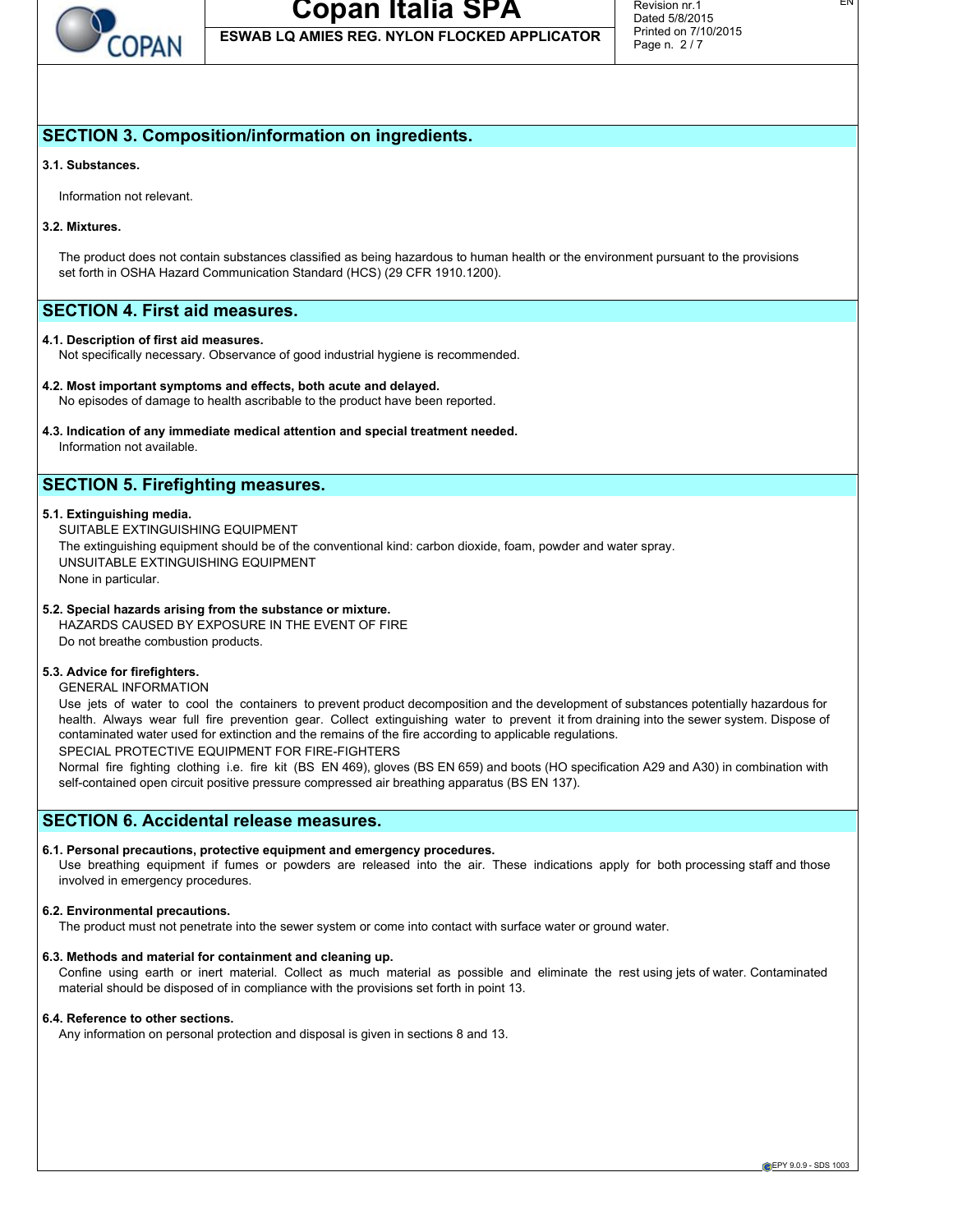## SECTION 3. Composition/information on ingredients.

**3.1. Substances.**

Information not relevant.

**3.2. Mixtures.**

The product does not contain substances classified as being hazardous to human health or the environment pursuant to the provisions set forth in OSHA Hazard Communication Standard (HCS) (29 CFR 1910.1200).

## SECTION 4. First aid measures.

**4.1. Description of first aid measures.**
Not specifically necessary. Observance of good industrial hygiene is recommended.

**4.2. Most important symptoms and effects, both acute and delayed.**
No episodes of damage to health ascribable to the product have been reported.

**4.3. Indication of any immediate medical attention and special treatment needed.**
Information not available.

## SECTION 5. Firefighting measures.

**5.1. Extinguishing media.**
SUITABLE EXTINGUISHING EQUIPMENT
The extinguishing equipment should be of the conventional kind: carbon dioxide, foam, powder and water spray.
UNSUITABLE EXTINGUISHING EQUIPMENT
None in particular.

**5.2. Special hazards arising from the substance or mixture.**
HAZARDS CAUSED BY EXPOSURE IN THE EVENT OF FIRE
Do not breathe combustion products.

**5.3. Advice for firefighters.**
GENERAL INFORMATION
Use jets of water to cool the containers to prevent product decomposition and the development of substances potentially hazardous for health. Always wear full fire prevention gear. Collect extinguishing water to prevent it from draining into the sewer system. Dispose of contaminated water used for extinction and the remains of the fire according to applicable regulations.
SPECIAL PROTECTIVE EQUIPMENT FOR FIRE-FIGHTERS
Normal fire fighting clothing i.e. fire kit (BS EN 469), gloves (BS EN 659) and boots (HO specification A29 and A30) in combination with self-contained open circuit positive pressure compressed air breathing apparatus (BS EN 137).

## SECTION 6. Accidental release measures.

**6.1. Personal precautions, protective equipment and emergency procedures.**
Use breathing equipment if fumes or powders are released into the air. These indications apply for both processing staff and those involved in emergency procedures.

**6.2. Environmental precautions.**
The product must not penetrate into the sewer system or come into contact with surface water or ground water.

**6.3. Methods and material for containment and cleaning up.**
Confine using earth or inert material. Collect as much material as possible and eliminate the rest using jets of water. Contaminated material should be disposed of in compliance with the provisions set forth in point 13.

**6.4. Reference to other sections.**
Any information on personal protection and disposal is given in sections 8 and 13.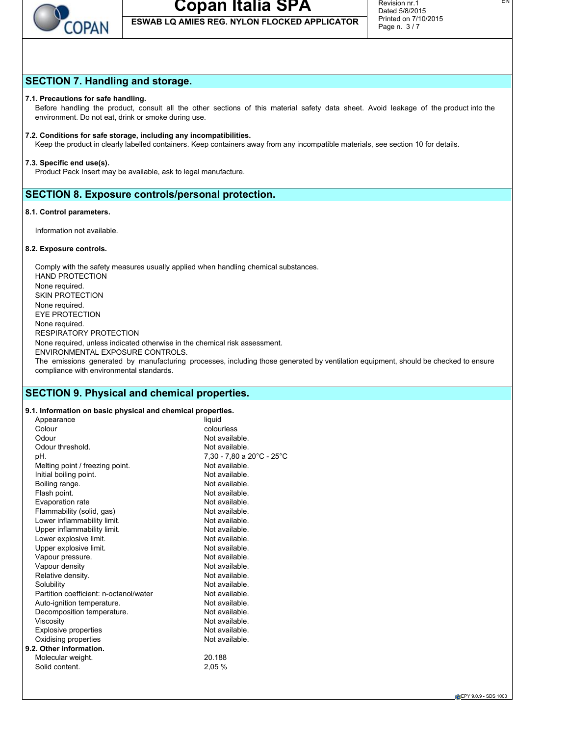## SECTION 7. Handling and storage.

**7.1. Precautions for safe handling.**

Before handling the product, consult all the other sections of this material safety data sheet. Avoid leakage of the product into the environment. Do not eat, drink or smoke during use.

**7.2. Conditions for safe storage, including any incompatibilities.**

Keep the product in clearly labelled containers. Keep containers away from any incompatible materials, see section 10 for details.

**7.3. Specific end use(s).**

Product Pack Insert may be available, ask to legal manufacture.

## SECTION 8. Exposure controls/personal protection.

**8.1. Control parameters.**

Information not available.

**8.2. Exposure controls.**

Comply with the safety measures usually applied when handling chemical substances.

HAND PROTECTION

None required.

SKIN PROTECTION

None required.

EYE PROTECTION

None required.

RESPIRATORY PROTECTION

None required, unless indicated otherwise in the chemical risk assessment.

ENVIRONMENTAL EXPOSURE CONTROLS.

The emissions generated by manufacturing processes, including those generated by ventilation equipment, should be checked to ensure compliance with environmental standards.

## SECTION 9. Physical and chemical properties.

**9.1. Information on basic physical and chemical properties.**

| | |
|---|---|
| Appearance | liquid |
| Colour | colourless |
| Odour | Not available. |
| Odour threshold. | Not available. |
| pH. | 7,30 - 7,80 a 20°C - 25°C |
| Melting point / freezing point. | Not available. |
| Initial boiling point. | Not available. |
| Boiling range. | Not available. |
| Flash point. | Not available. |
| Evaporation rate | Not available. |
| Flammability (solid, gas) | Not available. |
| Lower inflammability limit. | Not available. |
| Upper inflammability limit. | Not available. |
| Lower explosive limit. | Not available. |
| Upper explosive limit. | Not available. |
| Vapour pressure. | Not available. |
| Vapour density | Not available. |
| Relative density. | Not available. |
| Solubility | Not available. |
| Partition coefficient: n-octanol/water | Not available. |
| Auto-ignition temperature. | Not available. |
| Decomposition temperature. | Not available. |
| Viscosity | Not available. |
| Explosive properties | Not available. |
| Oxidising properties | Not available. |

**9.2. Other information.**

| | |
|---|---|
| Molecular weight. | 20.188 |
| Solid content. | 2,05 % |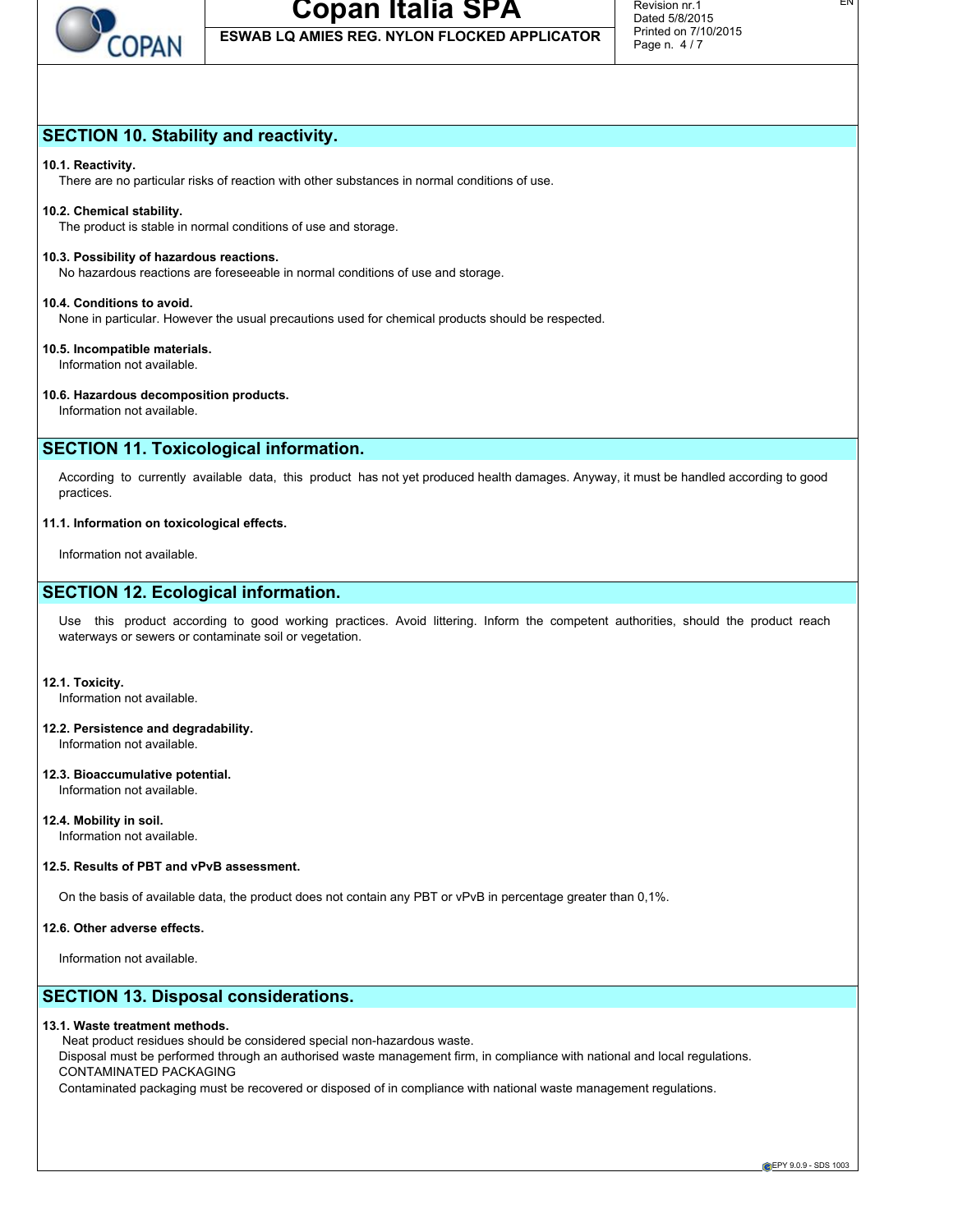## SECTION 10. Stability and reactivity.

**10.1. Reactivity.**
There are no particular risks of reaction with other substances in normal conditions of use.

**10.2. Chemical stability.**
The product is stable in normal conditions of use and storage.

**10.3. Possibility of hazardous reactions.**
No hazardous reactions are foreseeable in normal conditions of use and storage.

**10.4. Conditions to avoid.**
None in particular. However the usual precautions used for chemical products should be respected.

**10.5. Incompatible materials.**
Information not available.

**10.6. Hazardous decomposition products.**
Information not available.

## SECTION 11. Toxicological information.

According to currently available data, this product has not yet produced health damages. Anyway, it must be handled according to good practices.

**11.1. Information on toxicological effects.**

Information not available.

## SECTION 12. Ecological information.

Use this product according to good working practices. Avoid littering. Inform the competent authorities, should the product reach waterways or sewers or contaminate soil or vegetation.

**12.1. Toxicity.**
Information not available.

**12.2. Persistence and degradability.**
Information not available.

**12.3. Bioaccumulative potential.**
Information not available.

**12.4. Mobility in soil.**
Information not available.

**12.5. Results of PBT and vPvB assessment.**

On the basis of available data, the product does not contain any PBT or vPvB in percentage greater than 0,1%.

**12.6. Other adverse effects.**

Information not available.

## SECTION 13. Disposal considerations.

**13.1. Waste treatment methods.**
Neat product residues should be considered special non-hazardous waste.
Disposal must be performed through an authorised waste management firm, in compliance with national and local regulations.
CONTAMINATED PACKAGING
Contaminated packaging must be recovered or disposed of in compliance with national waste management regulations.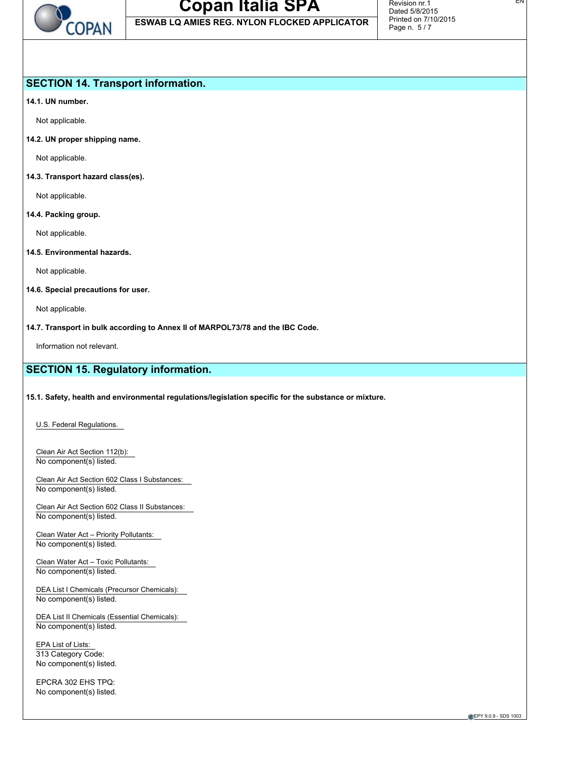## SECTION 14. Transport information.

**14.1. UN number.**

Not applicable.

**14.2. UN proper shipping name.**

Not applicable.

**14.3. Transport hazard class(es).**

Not applicable.

**14.4. Packing group.**

Not applicable.

**14.5. Environmental hazards.**

Not applicable.

**14.6. Special precautions for user.**

Not applicable.

**14.7. Transport in bulk according to Annex II of MARPOL73/78 and the IBC Code.**

Information not relevant.

## SECTION 15. Regulatory information.

**15.1. Safety, health and environmental regulations/legislation specific for the substance or mixture.**

U.S. Federal Regulations.

Clean Air Act Section 112(b):
No component(s) listed.

Clean Air Act Section 602 Class I Substances:
No component(s) listed.

Clean Air Act Section 602 Class II Substances:
No component(s) listed.

Clean Water Act – Priority Pollutants:
No component(s) listed.

Clean Water Act – Toxic Pollutants:
No component(s) listed.

DEA List I Chemicals (Precursor Chemicals):
No component(s) listed.

DEA List II Chemicals (Essential Chemicals):
No component(s) listed.

EPA List of Lists:
313 Category Code:
No component(s) listed.

EPCRA 302 EHS TPQ:
No component(s) listed.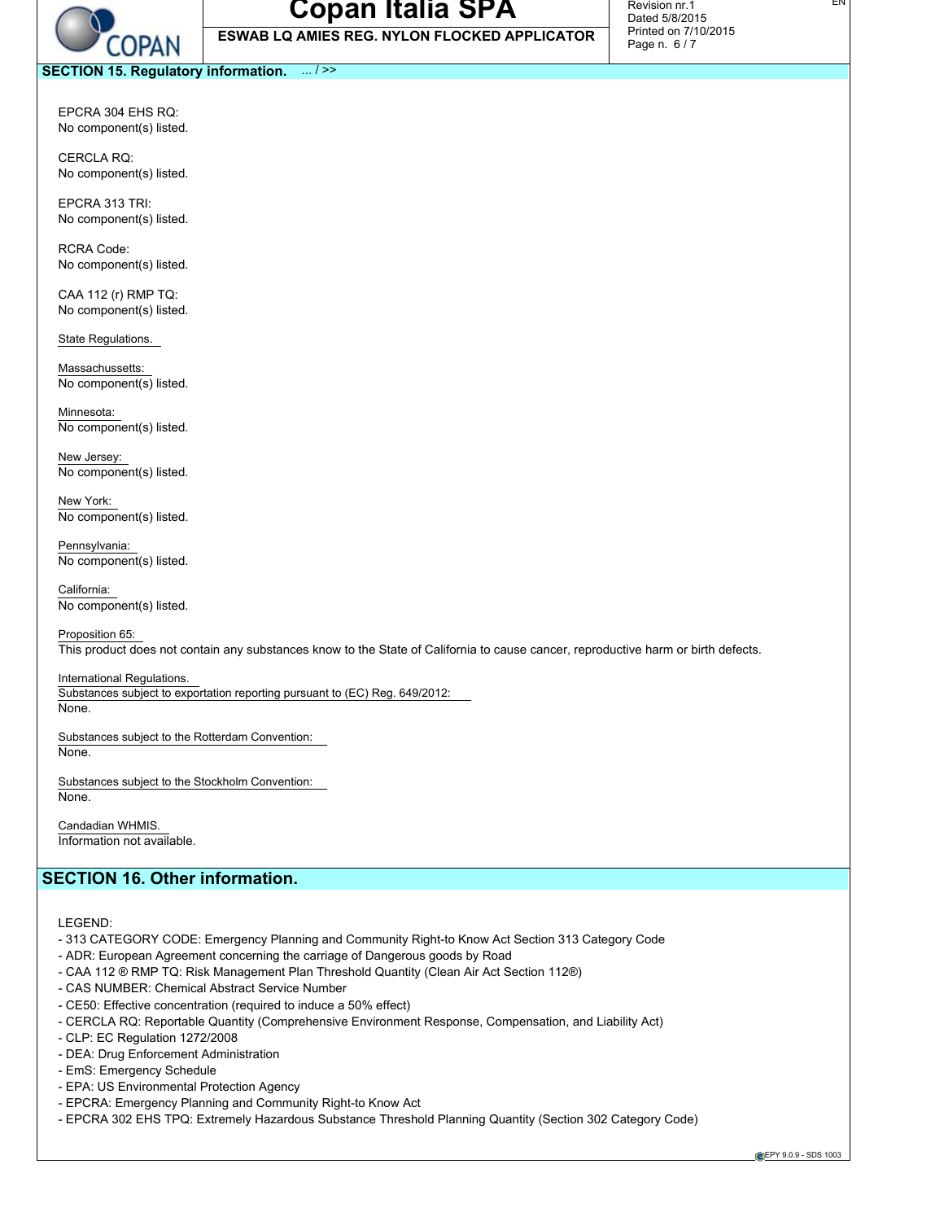## SECTION 15. Regulatory information. ... / >>

EPCRA 304 EHS RQ:
No component(s) listed.

CERCLA RQ:
No component(s) listed.

EPCRA 313 TRI:
No component(s) listed.

RCRA Code:
No component(s) listed.

CAA 112 (r) RMP TQ:
No component(s) listed.

State Regulations.

Massachussetts:
No component(s) listed.

Minnesota:
No component(s) listed.

New Jersey:
No component(s) listed.

New York:
No component(s) listed.

Pennsylvania:
No component(s) listed.

California:
No component(s) listed.

Proposition 65:
This product does not contain any substances know to the State of California to cause cancer, reproductive harm or birth defects.

International Regulations.
Substances subject to exportation reporting pursuant to (EC) Reg. 649/2012:
None.

Substances subject to the Rotterdam Convention:
None.

Substances subject to the Stockholm Convention:
None.

Candadian WHMIS.
Information not available.

## SECTION 16. Other information.

LEGEND:
- 313 CATEGORY CODE: Emergency Planning and Community Right-to Know Act Section 313 Category Code
- ADR: European Agreement concerning the carriage of Dangerous goods by Road
- CAA 112 ® RMP TQ: Risk Management Plan Threshold Quantity (Clean Air Act Section 112®)
- CAS NUMBER: Chemical Abstract Service Number
- CE50: Effective concentration (required to induce a 50% effect)
- CERCLA RQ: Reportable Quantity (Comprehensive Environment Response, Compensation, and Liability Act)
- CLP: EC Regulation 1272/2008
- DEA: Drug Enforcement Administration
- EmS: Emergency Schedule
- EPA: US Environmental Protection Agency
- EPCRA: Emergency Planning and Community Right-to Know Act
- EPCRA 302 EHS TPQ: Extremely Hazardous Substance Threshold Planning Quantity (Section 302 Category Code)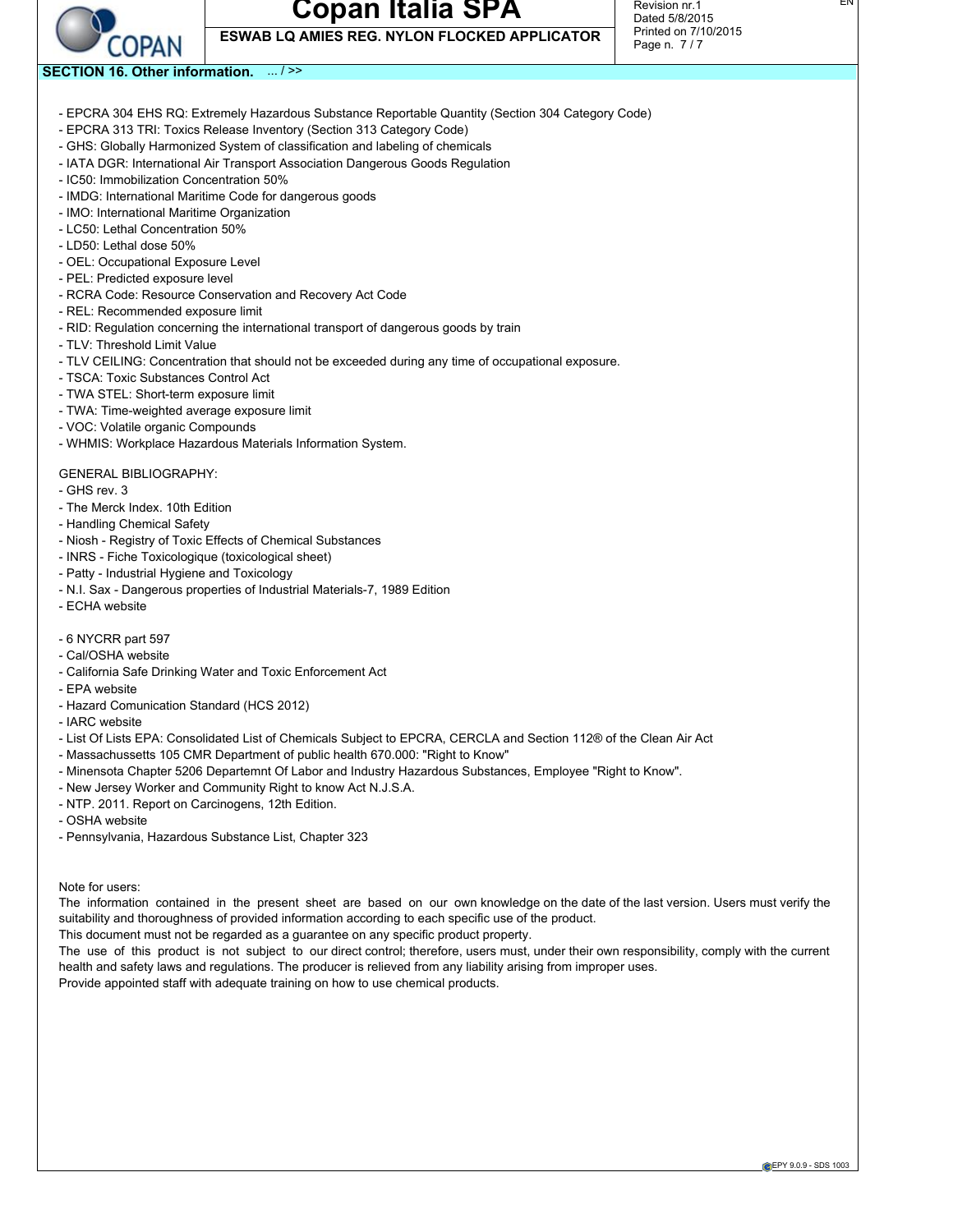## SECTION 16. Other information. ... / >>

- EPCRA 304 EHS RQ: Extremely Hazardous Substance Reportable Quantity (Section 304 Category Code)
- EPCRA 313 TRI: Toxics Release Inventory (Section 313 Category Code)
- GHS: Globally Harmonized System of classification and labeling of chemicals
- IATA DGR: International Air Transport Association Dangerous Goods Regulation
- IC50: Immobilization Concentration 50%
- IMDG: International Maritime Code for dangerous goods
- IMO: International Maritime Organization
- LC50: Lethal Concentration 50%
- LD50: Lethal dose 50%
- OEL: Occupational Exposure Level
- PEL: Predicted exposure level
- RCRA Code: Resource Conservation and Recovery Act Code
- REL: Recommended exposure limit
- RID: Regulation concerning the international transport of dangerous goods by train
- TLV: Threshold Limit Value
- TLV CEILING: Concentration that should not be exceeded during any time of occupational exposure.
- TSCA: Toxic Substances Control Act
- TWA STEL: Short-term exposure limit
- TWA: Time-weighted average exposure limit
- VOC: Volatile organic Compounds
- WHMIS: Workplace Hazardous Materials Information System.

GENERAL BIBLIOGRAPHY:

- GHS rev. 3
- The Merck Index. 10th Edition
- Handling Chemical Safety
- Niosh - Registry of Toxic Effects of Chemical Substances
- INRS - Fiche Toxicologique (toxicological sheet)
- Patty - Industrial Hygiene and Toxicology
- N.I. Sax - Dangerous properties of Industrial Materials-7, 1989 Edition
- ECHA website

- 6 NYCRR part 597
- Cal/OSHA website
- California Safe Drinking Water and Toxic Enforcement Act
- EPA website
- Hazard Comunication Standard (HCS 2012)
- IARC website
- List Of Lists EPA: Consolidated List of Chemicals Subject to EPCRA, CERCLA and Section 112® of the Clean Air Act
- Massachussetts 105 CMR Department of public health 670.000: "Right to Know"
- Minensota Chapter 5206 Departemnt Of Labor and Industry Hazardous Substances, Employee "Right to Know".
- New Jersey Worker and Community Right to know Act N.J.S.A.
- NTP. 2011. Report on Carcinogens, 12th Edition.
- OSHA website
- Pennsylvania, Hazardous Substance List, Chapter 323

Note for users:

The information contained in the present sheet are based on our own knowledge on the date of the last version. Users must verify the suitability and thoroughness of provided information according to each specific use of the product.

This document must not be regarded as a guarantee on any specific product property.

The use of this product is not subject to our direct control; therefore, users must, under their own responsibility, comply with the current health and safety laws and regulations. The producer is relieved from any liability arising from improper uses.

Provide appointed staff with adequate training on how to use chemical products.